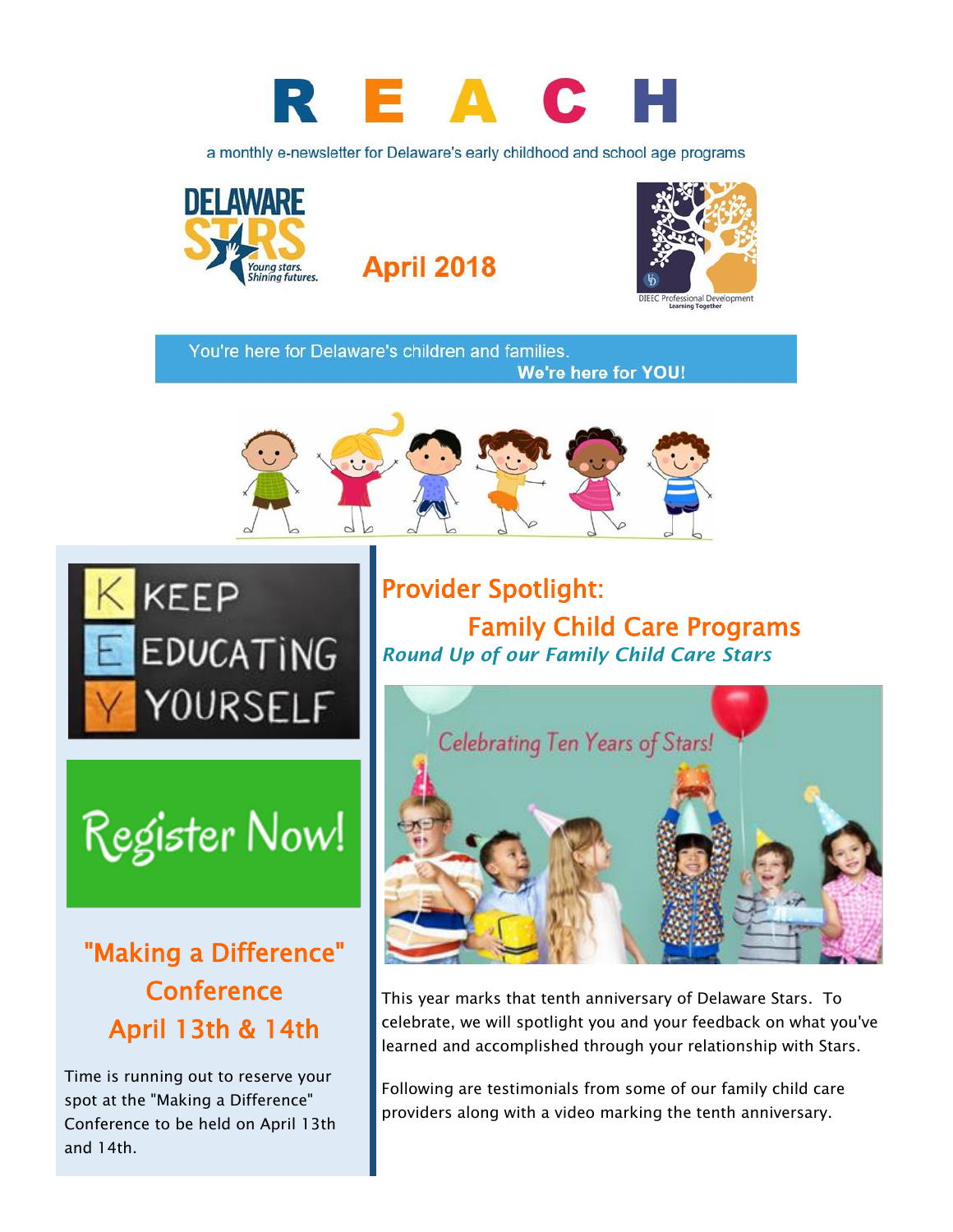# R E A C H

a monthly e-newsletter for Delaware's early childhood and school age programs

DELAWARE STARS
Young stars. Shining futures.

## April 2018

DIEEC Professional Development
Learning Together

You're here for Delaware's children and families.
**We're here for YOU!**

KEEP
EDUCATING
YOURSELF

Register Now!

## "Making a Difference" Conference April 13th & 14th

Time is running out to reserve your spot at the "Making a Difference" Conference to be held on April 13th and 14th.

## Provider Spotlight: Family Child Care Programs

***Round Up of our Family Child Care Stars***

Celebrating Ten Years of Stars!

This year marks that tenth anniversary of Delaware Stars. To celebrate, we will spotlight you and your feedback on what you've learned and accomplished through your relationship with Stars.

Following are testimonials from some of our family child care providers along with a video marking the tenth anniversary.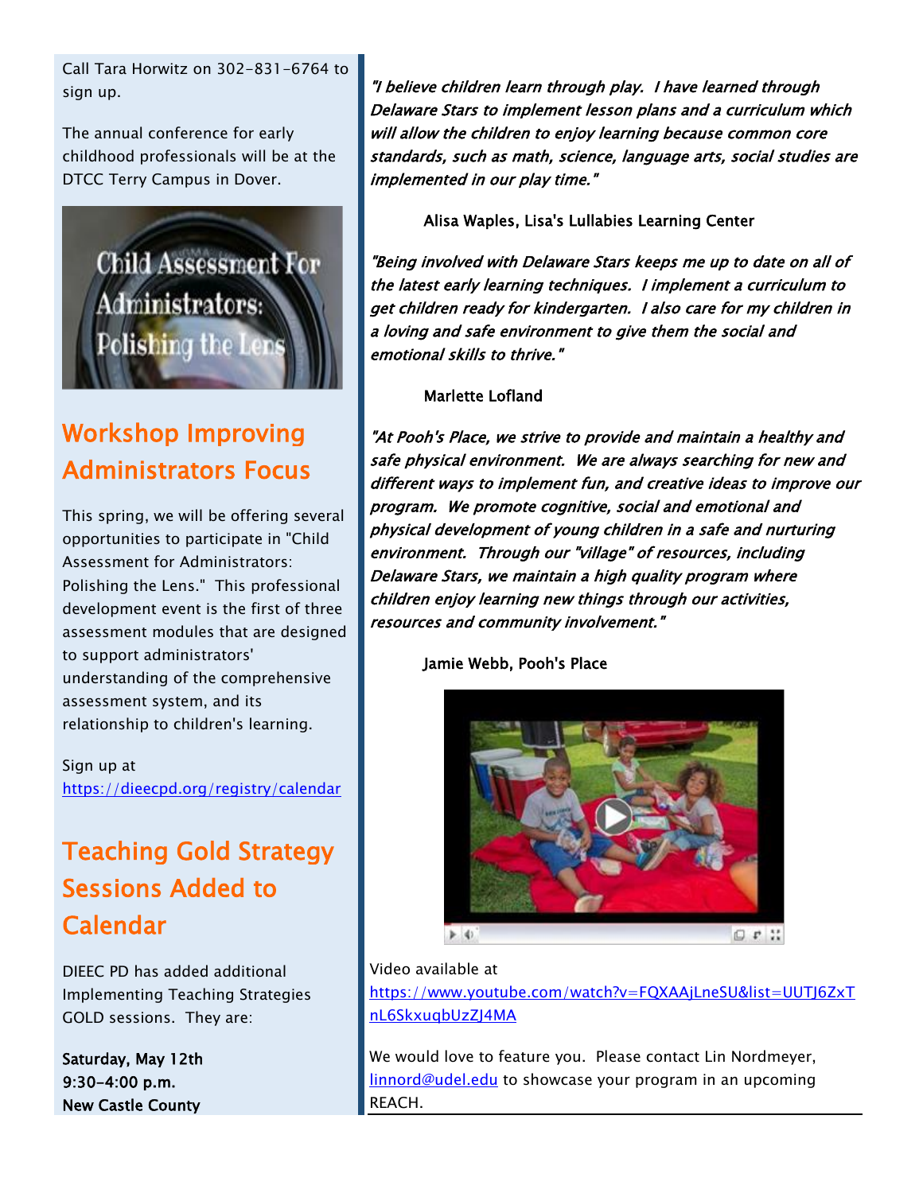Call Tara Horwitz on 302-831-6764 to sign up.

The annual conference for early childhood professionals will be at the DTCC Terry Campus in Dover.

## Workshop Improving Administrators Focus

This spring, we will be offering several opportunities to participate in "Child Assessment for Administrators: Polishing the Lens." This professional development event is the first of three assessment modules that are designed to support administrators' understanding of the comprehensive assessment system, and its relationship to children's learning.

Sign up at https://dieecpd.org/registry/calendar

## Teaching Gold Strategy Sessions Added to Calendar

DIEEC PD has added additional Implementing Teaching Strategies GOLD sessions. They are:

**Saturday, May 12th**
**9:30-4:00 p.m.**
**New Castle County**

*"I believe children learn through play. I have learned through Delaware Stars to implement lesson plans and a curriculum which will allow the children to enjoy learning because common core standards, such as math, science, language arts, social studies are implemented in our play time."*

Alisa Waples, Lisa's Lullabies Learning Center

*"Being involved with Delaware Stars keeps me up to date on all of the latest early learning techniques. I implement a curriculum to get children ready for kindergarten. I also care for my children in a loving and safe environment to give them the social and emotional skills to thrive."*

Marlette Lofland

*"At Pooh's Place, we strive to provide and maintain a healthy and safe physical environment. We are always searching for new and different ways to implement fun, and creative ideas to improve our program. We promote cognitive, social and emotional and physical development of young children in a safe and nurturing environment. Through our "village" of resources, including Delaware Stars, we maintain a high quality program where children enjoy learning new things through our activities, resources and community involvement."*

Jamie Webb, Pooh's Place

Video available at https://www.youtube.com/watch?v=FQXAAjLneSU&list=UUTJ6ZxTnL6SkxuqbUzZJ4MA

We would love to feature you. Please contact Lin Nordmeyer, linnord@udel.edu to showcase your program in an upcoming REACH.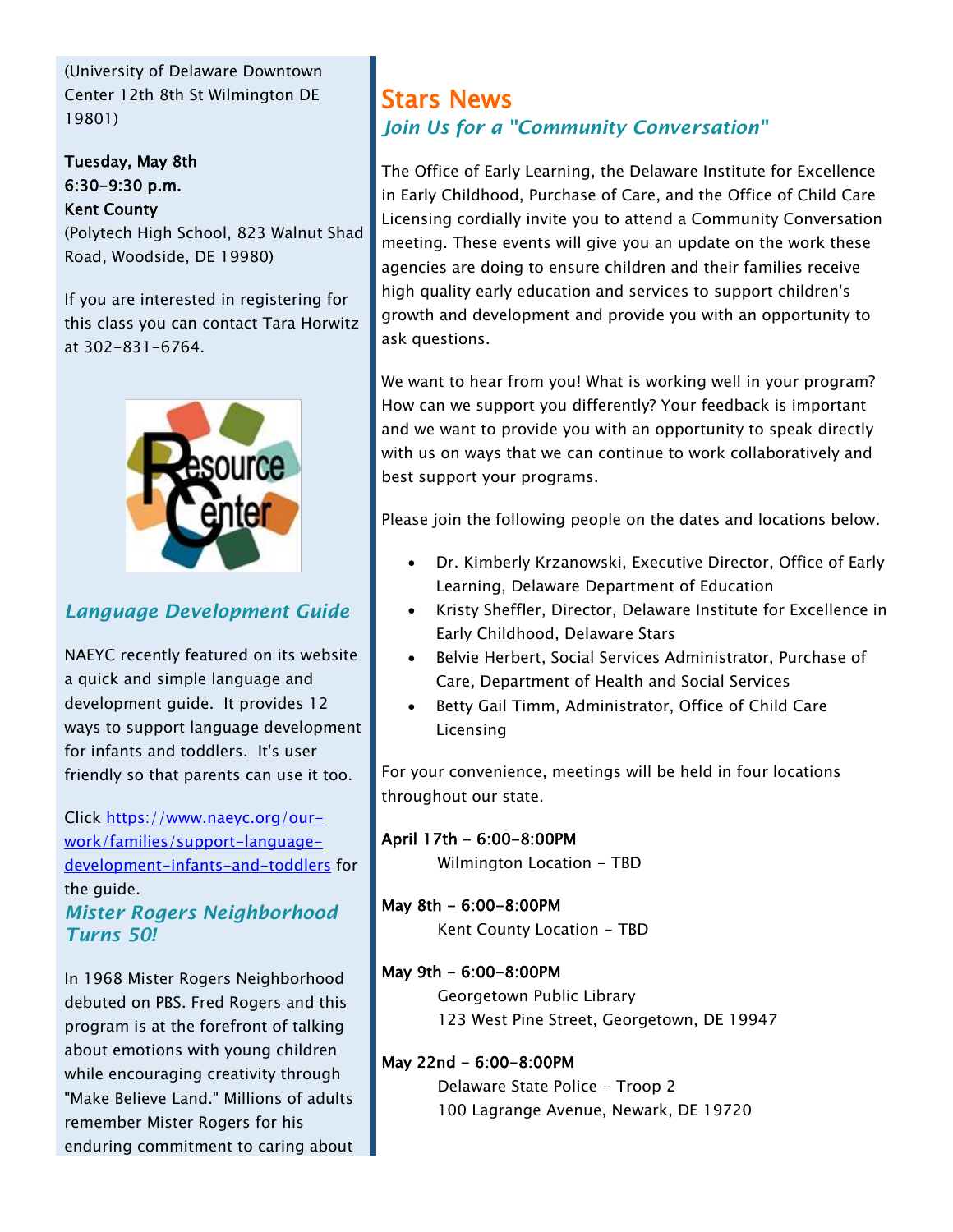(University of Delaware Downtown Center 12th 8th St Wilmington DE 19801)

**Tuesday, May 8th**
**6:30-9:30 p.m.**
**Kent County**
(Polytech High School, 823 Walnut Shad Road, Woodside, DE 19980)

If you are interested in registering for this class you can contact Tara Horwitz at 302-831-6764.

### *Language Development Guide*

NAEYC recently featured on its website a quick and simple language and development guide. It provides 12 ways to support language development for infants and toddlers. It's user friendly so that parents can use it too.

Click [https://www.naeyc.org/our-work/families/support-language-development-infants-and-toddlers](https://www.naeyc.org/our-work/families/support-language-development-infants-and-toddlers) for the guide.

### *Mister Rogers Neighborhood Turns 50!*

In 1968 Mister Rogers Neighborhood debuted on PBS. Fred Rogers and this program is at the forefront of talking about emotions with young children while encouraging creativity through "Make Believe Land." Millions of adults remember Mister Rogers for his enduring commitment to caring about

## Stars News

### *Join Us for a "Community Conversation"*

The Office of Early Learning, the Delaware Institute for Excellence in Early Childhood, Purchase of Care, and the Office of Child Care Licensing cordially invite you to attend a Community Conversation meeting. These events will give you an update on the work these agencies are doing to ensure children and their families receive high quality early education and services to support children's growth and development and provide you with an opportunity to ask questions.

We want to hear from you! What is working well in your program? How can we support you differently? Your feedback is important and we want to provide you with an opportunity to speak directly with us on ways that we can continue to work collaboratively and best support your programs.

Please join the following people on the dates and locations below.

- Dr. Kimberly Krzanowski, Executive Director, Office of Early Learning, Delaware Department of Education
- Kristy Sheffler, Director, Delaware Institute for Excellence in Early Childhood, Delaware Stars
- Belvie Herbert, Social Services Administrator, Purchase of Care, Department of Health and Social Services
- Betty Gail Timm, Administrator, Office of Child Care Licensing

For your convenience, meetings will be held in four locations throughout our state.

**April 17th - 6:00-8:00PM**
Wilmington Location - TBD

**May 8th - 6:00-8:00PM**
Kent County Location - TBD

**May 9th - 6:00-8:00PM**
Georgetown Public Library
123 West Pine Street, Georgetown, DE 19947

**May 22nd - 6:00-8:00PM**
Delaware State Police - Troop 2
100 Lagrange Avenue, Newark, DE 19720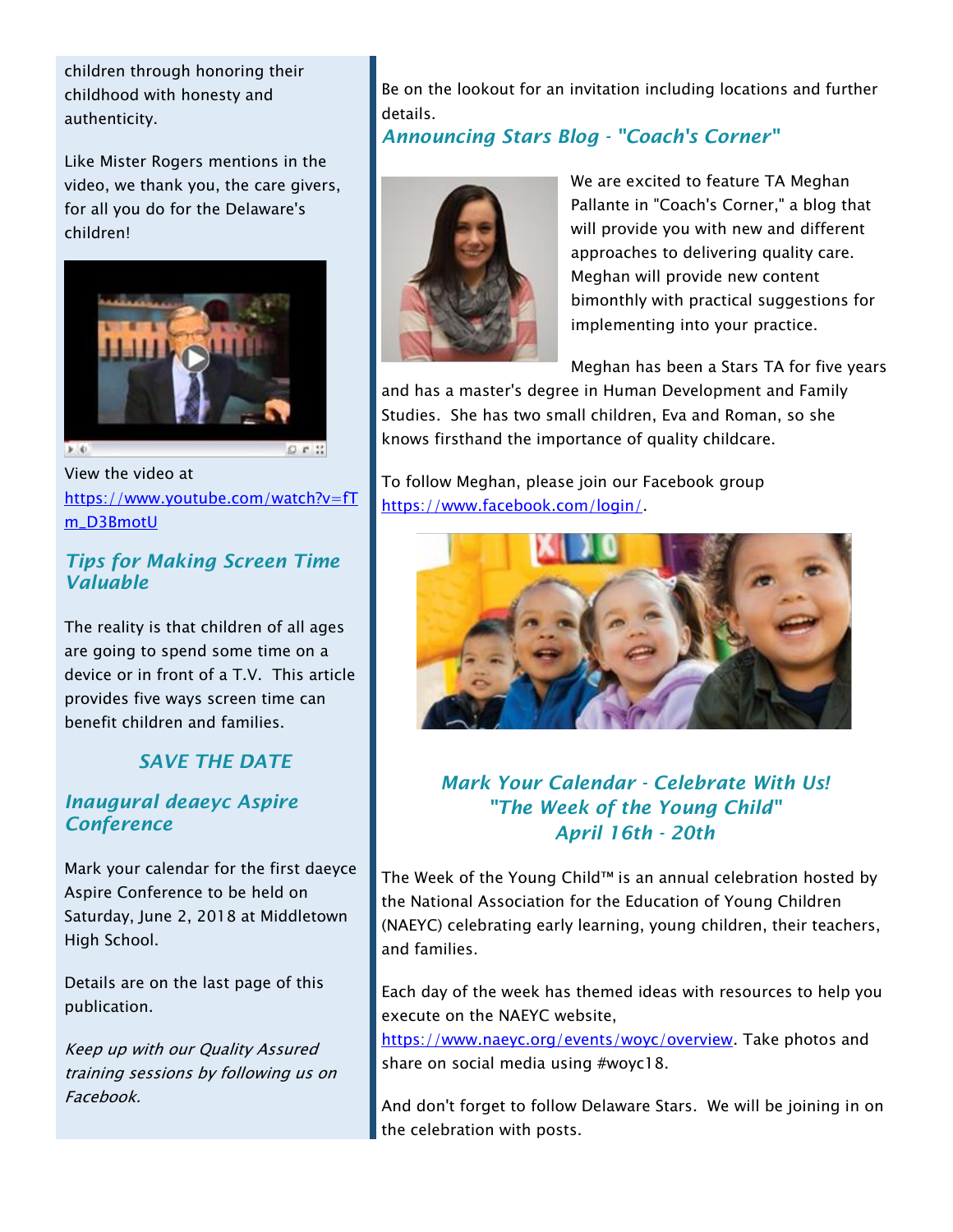children through honoring their childhood with honesty and authenticity.

Like Mister Rogers mentions in the video, we thank you, the care givers, for all you do for the Delaware's children!

View the video at https://www.youtube.com/watch?v=fTm_D3BmotU

### *Tips for Making Screen Time Valuable*

The reality is that children of all ages are going to spend some time on a device or in front of a T.V. This article provides five ways screen time can benefit children and families.

### *SAVE THE DATE*

### *Inaugural deaeyc Aspire Conference*

Mark your calendar for the first daeyce Aspire Conference to be held on Saturday, June 2, 2018 at Middletown High School.

Details are on the last page of this publication.

*Keep up with our Quality Assured training sessions by following us on Facebook.*

Be on the lookout for an invitation including locations and further details.

### *Announcing Stars Blog - "Coach's Corner"*

We are excited to feature TA Meghan Pallante in "Coach's Corner," a blog that will provide you with new and different approaches to delivering quality care. Meghan will provide new content bimonthly with practical suggestions for implementing into your practice.

Meghan has been a Stars TA for five years and has a master's degree in Human Development and Family Studies. She has two small children, Eva and Roman, so she knows firsthand the importance of quality childcare.

To follow Meghan, please join our Facebook group https://www.facebook.com/login/.

### *Mark Your Calendar - Celebrate With Us! "The Week of the Young Child" April 16th - 20th*

The Week of the Young Child™ is an annual celebration hosted by the National Association for the Education of Young Children (NAEYC) celebrating early learning, young children, their teachers, and families.

Each day of the week has themed ideas with resources to help you execute on the NAEYC website, https://www.naeyc.org/events/woyc/overview. Take photos and share on social media using #woyc18.

And don't forget to follow Delaware Stars. We will be joining in on the celebration with posts.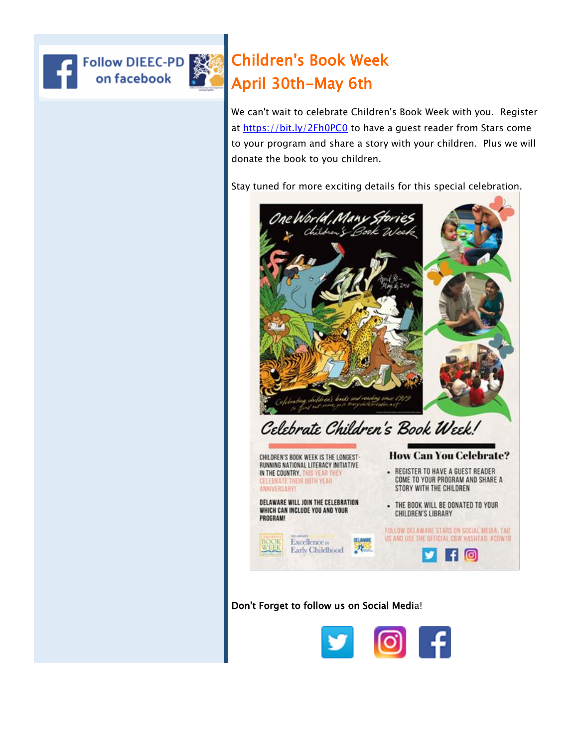Follow DIEEC-PD on facebook

# Children's Book Week
# April 30th-May 6th

We can't wait to celebrate Children's Book Week with you. Register at https://bit.ly/2Fh0PC0 to have a guest reader from Stars come to your program and share a story with your children. Plus we will donate the book to you children.

Stay tuned for more exciting details for this special celebration.

One World, Many Stories
Children's Book Week

April 30 – May 6, 2018

Celebrating children's books and reading since 1919
To find out more go to everychildareader.net

## Celebrate Children's Book Week!

CHILDREN'S BOOK WEEK IS THE LONGEST-RUNNING NATIONAL LITERACY INITIATIVE IN THE COUNTRY. THIS YEAR THEY CELEBRATE THEIR 99TH YEAR ANNIVERSARY!

DELAWARE WILL JOIN THE CELEBRATION WHICH CAN INCLUDE YOU AND YOUR PROGRAM!

### How Can You Celebrate?

- REGISTER TO HAVE A GUEST READER COME TO YOUR PROGRAM AND SHARE A STORY WITH THE CHILDREN
- THE BOOK WILL BE DONATED TO YOUR CHILDREN'S LIBRARY

FOLLOW DELAWARE STARS ON SOCIAL MEDIA. TAG US AND USE THE OFFICIAL CBW HASHTAG: #CBW18

Children's Book Week | Delaware Excellence in Early Childhood | Delaware Stars

Don't Forget to follow us on Social Media!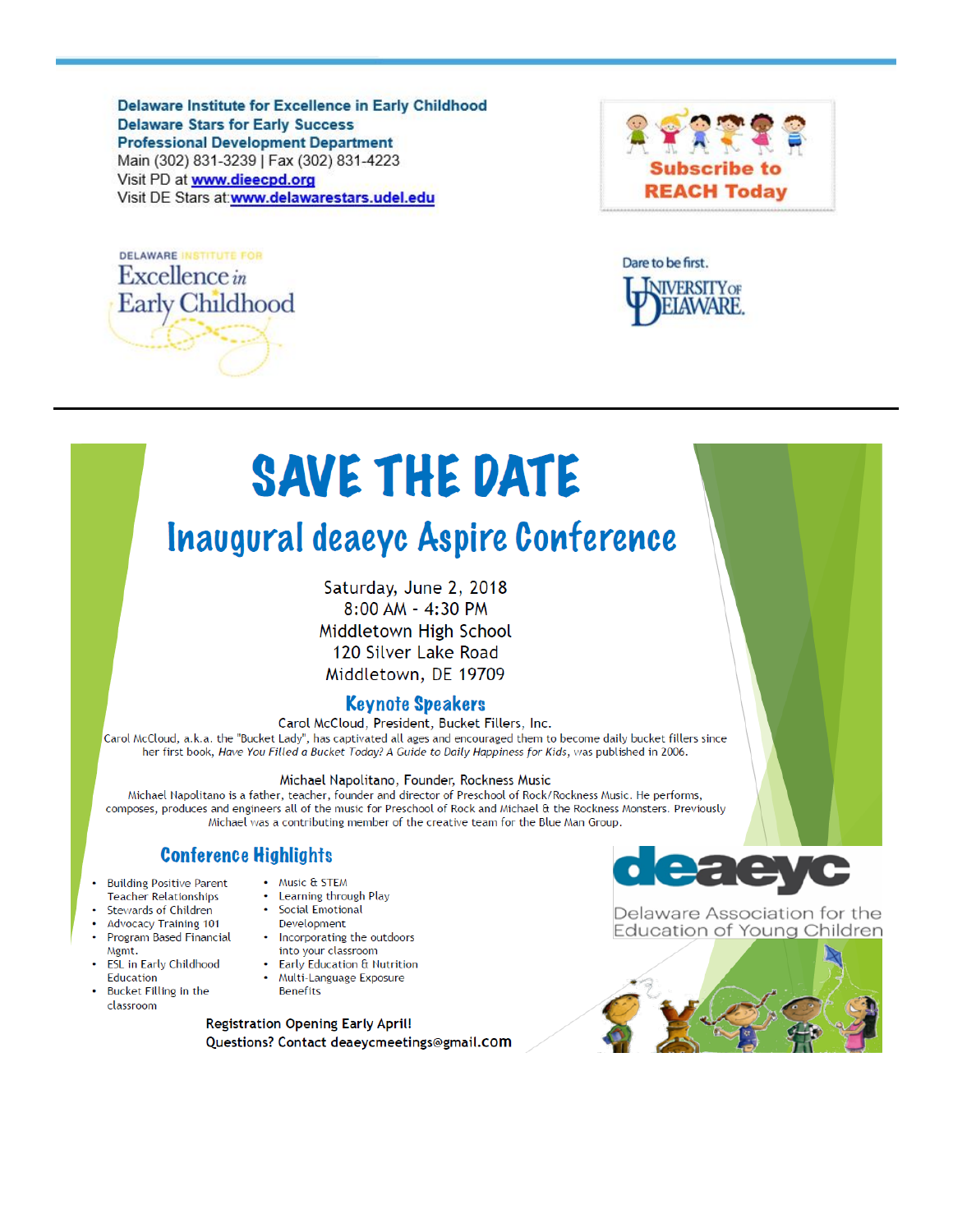Delaware Institute for Excellence in Early Childhood
Delaware Stars for Early Success
Professional Development Department
Main (302) 831-3239 | Fax (302) 831-4223
Visit PD at www.dieecpd.org
Visit DE Stars at: www.delawarestars.udel.edu

Subscribe to REACH Today

Delaware Institute for Excellence in Early Childhood

Dare to be first. University of Delaware.

---

# SAVE THE DATE

## Inaugural deaeyc Aspire Conference

Saturday, June 2, 2018
8:00 AM - 4:30 PM
Middletown High School
120 Silver Lake Road
Middletown, DE 19709

### Keynote Speakers

Carol McCloud, President, Bucket Fillers, Inc.

Carol McCloud, a.k.a. the "Bucket Lady", has captivated all ages and encouraged them to become daily bucket fillers since her first book, *Have You Filled a Bucket Today? A Guide to Daily Happiness for Kids*, was published in 2006.

Michael Napolitano, Founder, Rockness Music

Michael Napolitano is a father, teacher, founder and director of Preschool of Rock/Rockness Music. He performs, composes, produces and engineers all of the music for Preschool of Rock and Michael & the Rockness Monsters. Previously Michael was a contributing member of the creative team for the Blue Man Group.

### Conference Highlights

- Building Positive Parent Teacher Relationships
- Stewards of Children
- Advocacy Training 101
- Program Based Financial Mgmt.
- ESL in Early Childhood Education
- Bucket Filling in the classroom
- Music & STEM
- Learning through Play
- Social Emotional Development
- Incorporating the outdoors into your classroom
- Early Education & Nutrition
- Multi-Language Exposure Benefits

deaeyc
Delaware Association for the Education of Young Children

**Registration Opening Early April!**
**Questions? Contact deaeycmeetings@gmail.com**